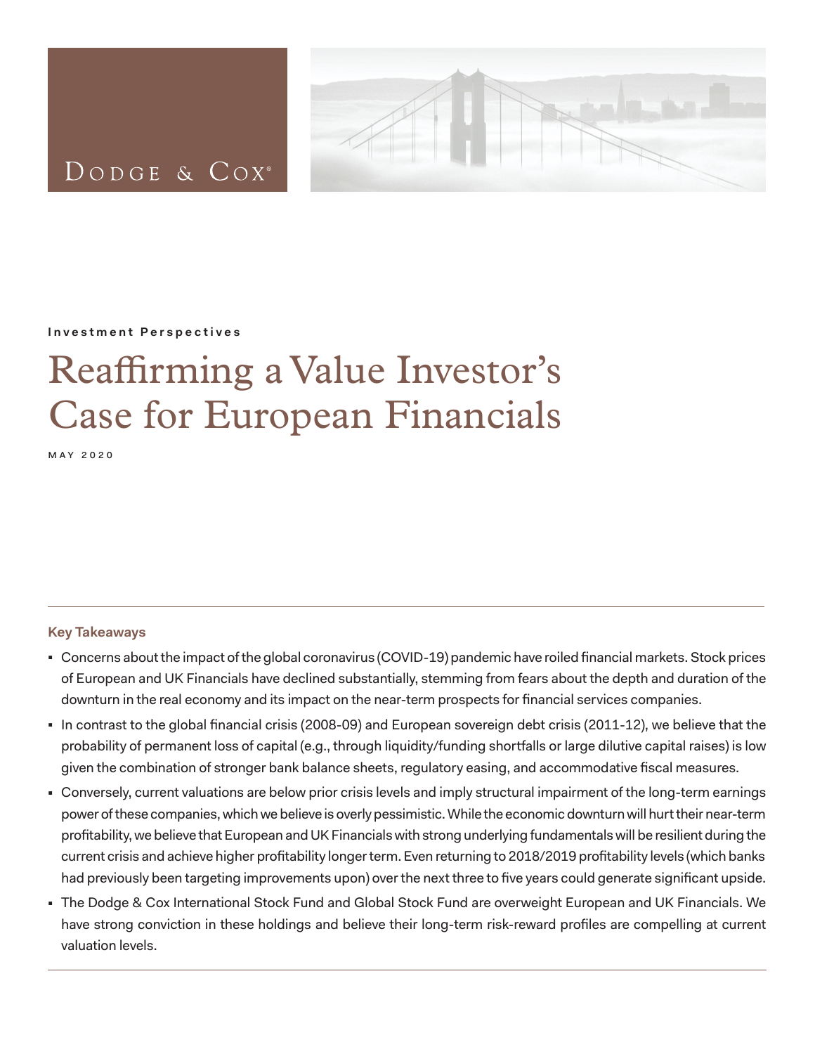Dodge & Cox®

**Investment Perspectives**

# Reaffirming a Value Investor's Case for European Financials

MAY 2020

## Key Takeaways

- Concerns about the impact of the global coronavirus (COVID-19) pandemic have roiled financial markets. Stock prices of European and UK Financials have declined substantially, stemming from fears about the depth and duration of the downturn in the real economy and its impact on the near-term prospects for financial services companies.
- In contrast to the global financial crisis (2008-09) and European sovereign debt crisis (2011-12), we believe that the probability of permanent loss of capital (e.g., through liquidity/funding shortfalls or large dilutive capital raises) is low given the combination of stronger bank balance sheets, regulatory easing, and accommodative fiscal measures.
- Conversely, current valuations are below prior crisis levels and imply structural impairment of the long-term earnings power of these companies, which we believe is overly pessimistic. While the economic downturn will hurt their near-term profitability, we believe that European and UK Financials with strong underlying fundamentals will be resilient during the current crisis and achieve higher profitability longer term. Even returning to 2018/2019 profitability levels (which banks had previously been targeting improvements upon) over the next three to five years could generate significant upside.
- The Dodge & Cox International Stock Fund and Global Stock Fund are overweight European and UK Financials. We have strong conviction in these holdings and believe their long-term risk-reward profiles are compelling at current valuation levels.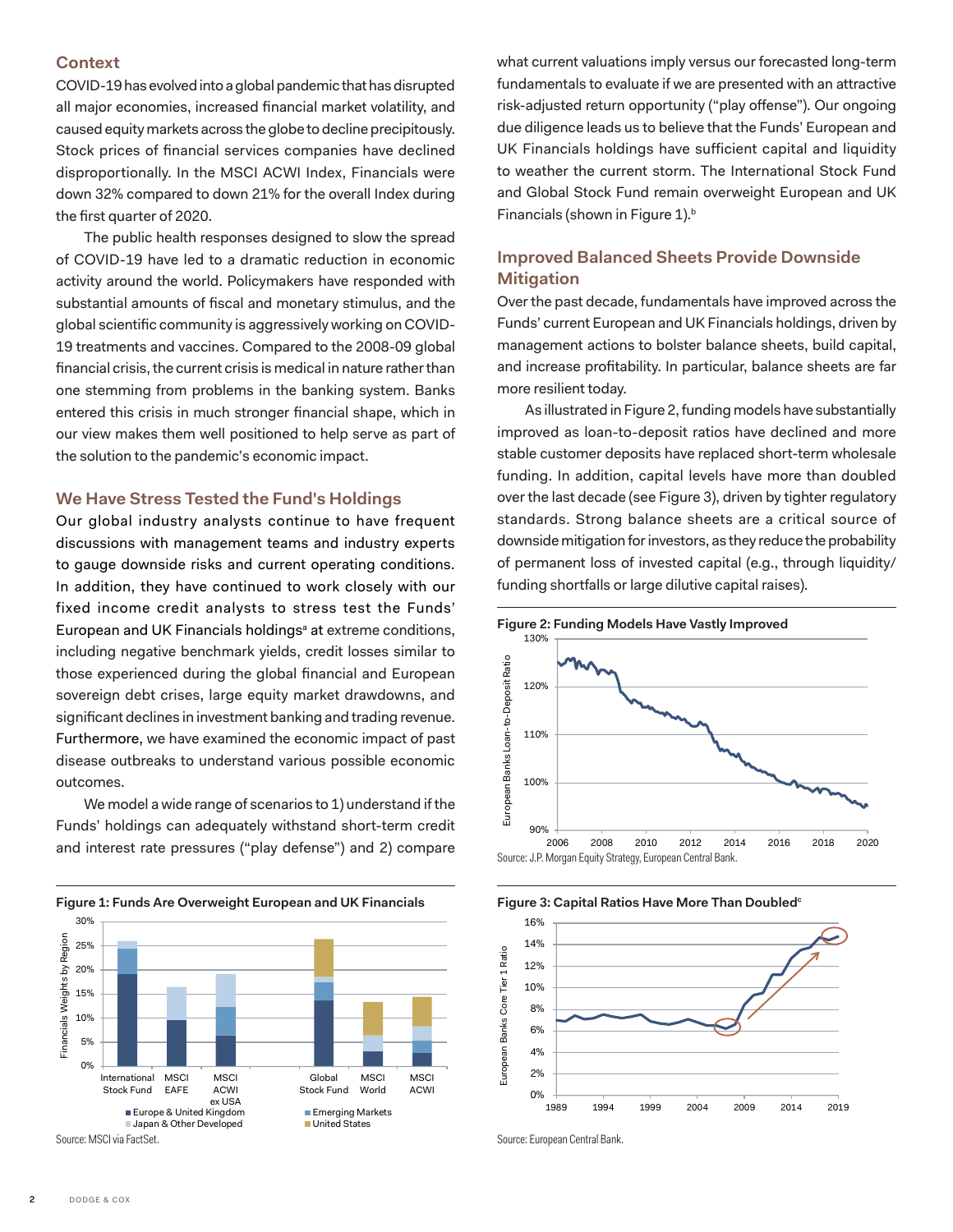## Context

COVID-19 has evolved into a global pandemic that has disrupted all major economies, increased financial market volatility, and caused equity markets across the globe to decline precipitously. Stock prices of financial services companies have declined disproportionally. In the MSCI ACWI Index, Financials were down 32% compared to down 21% for the overall Index during the first quarter of 2020.

The public health responses designed to slow the spread of COVID-19 have led to a dramatic reduction in economic activity around the world. Policymakers have responded with substantial amounts of fiscal and monetary stimulus, and the global scientific community is aggressively working on COVID-19 treatments and vaccines. Compared to the 2008-09 global financial crisis, the current crisis is medical in nature rather than one stemming from problems in the banking system. Banks entered this crisis in much stronger financial shape, which in our view makes them well positioned to help serve as part of the solution to the pandemic's economic impact.

## We Have Stress Tested the Fund's Holdings

Our global industry analysts continue to have frequent discussions with management teams and industry experts to gauge downside risks and current operating conditions. In addition, they have continued to work closely with our fixed income credit analysts to stress test the Funds' European and UK Financials holdings[a] at extreme conditions, including negative benchmark yields, credit losses similar to those experienced during the global financial and European sovereign debt crises, large equity market drawdowns, and significant declines in investment banking and trading revenue. Furthermore, we have examined the economic impact of past disease outbreaks to understand various possible economic outcomes.

We model a wide range of scenarios to 1) understand if the Funds' holdings can adequately withstand short-term credit and interest rate pressures ("play defense") and 2) compare what current valuations imply versus our forecasted long-term fundamentals to evaluate if we are presented with an attractive risk-adjusted return opportunity ("play offense"). Our ongoing due diligence leads us to believe that the Funds' European and UK Financials holdings have sufficient capital and liquidity to weather the current storm. The International Stock Fund and Global Stock Fund remain overweight European and UK Financials (shown in Figure 1).[b]

**Figure 1: Funds Are Overweight European and UK Financials**

Source: MSCI via FactSet.

## Improved Balanced Sheets Provide Downside Mitigation

Over the past decade, fundamentals have improved across the Funds' current European and UK Financials holdings, driven by management actions to bolster balance sheets, build capital, and increase profitability. In particular, balance sheets are far more resilient today.

As illustrated in Figure 2, funding models have substantially improved as loan-to-deposit ratios have declined and more stable customer deposits have replaced short-term wholesale funding. In addition, capital levels have more than doubled over the last decade (see Figure 3), driven by tighter regulatory standards. Strong balance sheets are a critical source of downside mitigation for investors, as they reduce the probability of permanent loss of invested capital (e.g., through liquidity/funding shortfalls or large dilutive capital raises).

**Figure 2: Funding Models Have Vastly Improved**

Source: J.P. Morgan Equity Strategy, European Central Bank.

**Figure 3: Capital Ratios Have More Than Doubled[c]**

Source: European Central Bank.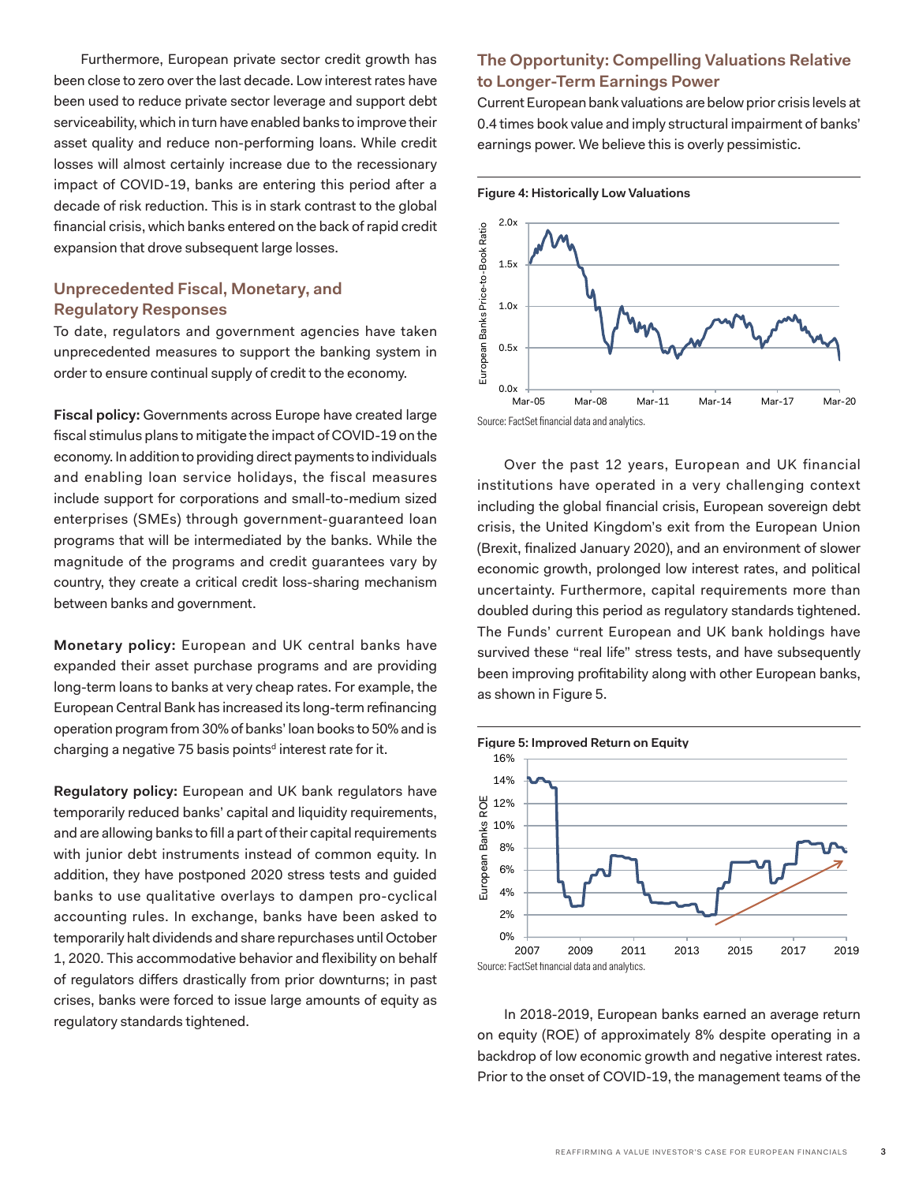Furthermore, European private sector credit growth has been close to zero over the last decade. Low interest rates have been used to reduce private sector leverage and support debt serviceability, which in turn have enabled banks to improve their asset quality and reduce non-performing loans. While credit losses will almost certainly increase due to the recessionary impact of COVID-19, banks are entering this period after a decade of risk reduction. This is in stark contrast to the global financial crisis, which banks entered on the back of rapid credit expansion that drove subsequent large losses.

## Unprecedented Fiscal, Monetary, and Regulatory Responses

To date, regulators and government agencies have taken unprecedented measures to support the banking system in order to ensure continual supply of credit to the economy.

**Fiscal policy:** Governments across Europe have created large fiscal stimulus plans to mitigate the impact of COVID-19 on the economy. In addition to providing direct payments to individuals and enabling loan service holidays, the fiscal measures include support for corporations and small-to-medium sized enterprises (SMEs) through government-guaranteed loan programs that will be intermediated by the banks. While the magnitude of the programs and credit guarantees vary by country, they create a critical credit loss-sharing mechanism between banks and government.

**Monetary policy:** European and UK central banks have expanded their asset purchase programs and are providing long-term loans to banks at very cheap rates. For example, the European Central Bank has increased its long-term refinancing operation program from 30% of banks' loan books to 50% and is charging a negative 75 basis points[d] interest rate for it.

**Regulatory policy:** European and UK bank regulators have temporarily reduced banks' capital and liquidity requirements, and are allowing banks to fill a part of their capital requirements with junior debt instruments instead of common equity. In addition, they have postponed 2020 stress tests and guided banks to use qualitative overlays to dampen pro-cyclical accounting rules. In exchange, banks have been asked to temporarily halt dividends and share repurchases until October 1, 2020. This accommodative behavior and flexibility on behalf of regulators differs drastically from prior downturns; in past crises, banks were forced to issue large amounts of equity as regulatory standards tightened.

## The Opportunity: Compelling Valuations Relative to Longer-Term Earnings Power

Current European bank valuations are below prior crisis levels at 0.4 times book value and imply structural impairment of banks' earnings power. We believe this is overly pessimistic.

**Figure 4: Historically Low Valuations**

Source: FactSet financial data and analytics.

Over the past 12 years, European and UK financial institutions have operated in a very challenging context including the global financial crisis, European sovereign debt crisis, the United Kingdom's exit from the European Union (Brexit, finalized January 2020), and an environment of slower economic growth, prolonged low interest rates, and political uncertainty. Furthermore, capital requirements more than doubled during this period as regulatory standards tightened. The Funds' current European and UK bank holdings have survived these "real life" stress tests, and have subsequently been improving profitability along with other European banks, as shown in Figure 5.

**Figure 5: Improved Return on Equity**

Source: FactSet financial data and analytics.

In 2018-2019, European banks earned an average return on equity (ROE) of approximately 8% despite operating in a backdrop of low economic growth and negative interest rates. Prior to the onset of COVID-19, the management teams of the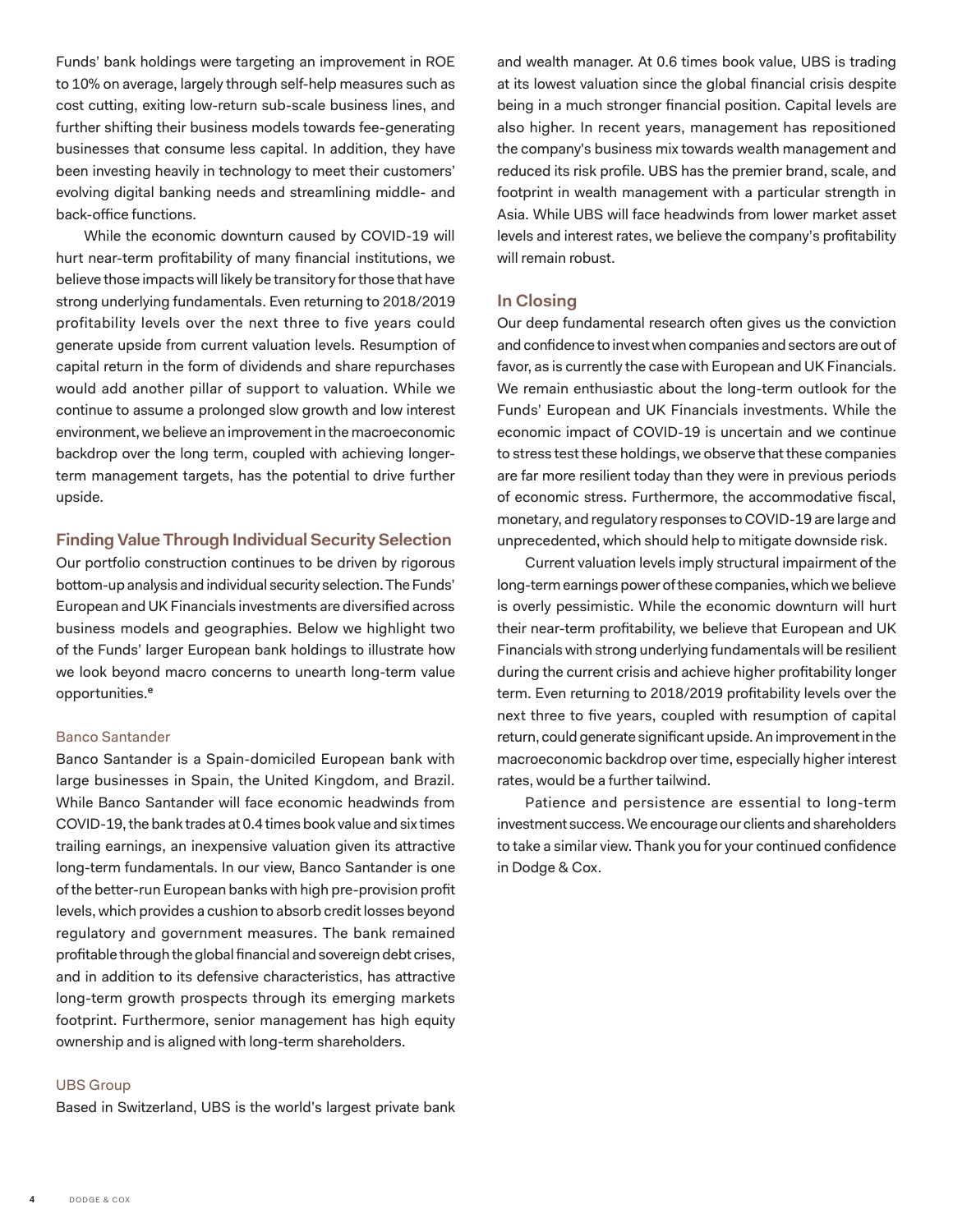Funds' bank holdings were targeting an improvement in ROE to 10% on average, largely through self-help measures such as cost cutting, exiting low-return sub-scale business lines, and further shifting their business models towards fee-generating businesses that consume less capital. In addition, they have been investing heavily in technology to meet their customers' evolving digital banking needs and streamlining middle- and back-office functions.

While the economic downturn caused by COVID-19 will hurt near-term profitability of many financial institutions, we believe those impacts will likely be transitory for those that have strong underlying fundamentals. Even returning to 2018/2019 profitability levels over the next three to five years could generate upside from current valuation levels. Resumption of capital return in the form of dividends and share repurchases would add another pillar of support to valuation. While we continue to assume a prolonged slow growth and low interest environment, we believe an improvement in the macroeconomic backdrop over the long term, coupled with achieving longer-term management targets, has the potential to drive further upside.

## Finding Value Through Individual Security Selection

Our portfolio construction continues to be driven by rigorous bottom-up analysis and individual security selection. The Funds' European and UK Financials investments are diversified across business models and geographies. Below we highlight two of the Funds' larger European bank holdings to illustrate how we look beyond macro concerns to unearth long-term value opportunities.[e]

### Banco Santander

Banco Santander is a Spain-domiciled European bank with large businesses in Spain, the United Kingdom, and Brazil. While Banco Santander will face economic headwinds from COVID-19, the bank trades at 0.4 times book value and six times trailing earnings, an inexpensive valuation given its attractive long-term fundamentals. In our view, Banco Santander is one of the better-run European banks with high pre-provision profit levels, which provides a cushion to absorb credit losses beyond regulatory and government measures. The bank remained profitable through the global financial and sovereign debt crises, and in addition to its defensive characteristics, has attractive long-term growth prospects through its emerging markets footprint. Furthermore, senior management has high equity ownership and is aligned with long-term shareholders.

### UBS Group

Based in Switzerland, UBS is the world's largest private bank and wealth manager. At 0.6 times book value, UBS is trading at its lowest valuation since the global financial crisis despite being in a much stronger financial position. Capital levels are also higher. In recent years, management has repositioned the company's business mix towards wealth management and reduced its risk profile. UBS has the premier brand, scale, and footprint in wealth management with a particular strength in Asia. While UBS will face headwinds from lower market asset levels and interest rates, we believe the company's profitability will remain robust.

## In Closing

Our deep fundamental research often gives us the conviction and confidence to invest when companies and sectors are out of favor, as is currently the case with European and UK Financials. We remain enthusiastic about the long-term outlook for the Funds' European and UK Financials investments. While the economic impact of COVID-19 is uncertain and we continue to stress test these holdings, we observe that these companies are far more resilient today than they were in previous periods of economic stress. Furthermore, the accommodative fiscal, monetary, and regulatory responses to COVID-19 are large and unprecedented, which should help to mitigate downside risk.

Current valuation levels imply structural impairment of the long-term earnings power of these companies, which we believe is overly pessimistic. While the economic downturn will hurt their near-term profitability, we believe that European and UK Financials with strong underlying fundamentals will be resilient during the current crisis and achieve higher profitability longer term. Even returning to 2018/2019 profitability levels over the next three to five years, coupled with resumption of capital return, could generate significant upside. An improvement in the macroeconomic backdrop over time, especially higher interest rates, would be a further tailwind.

Patience and persistence are essential to long-term investment success. We encourage our clients and shareholders to take a similar view. Thank you for your continued confidence in Dodge & Cox.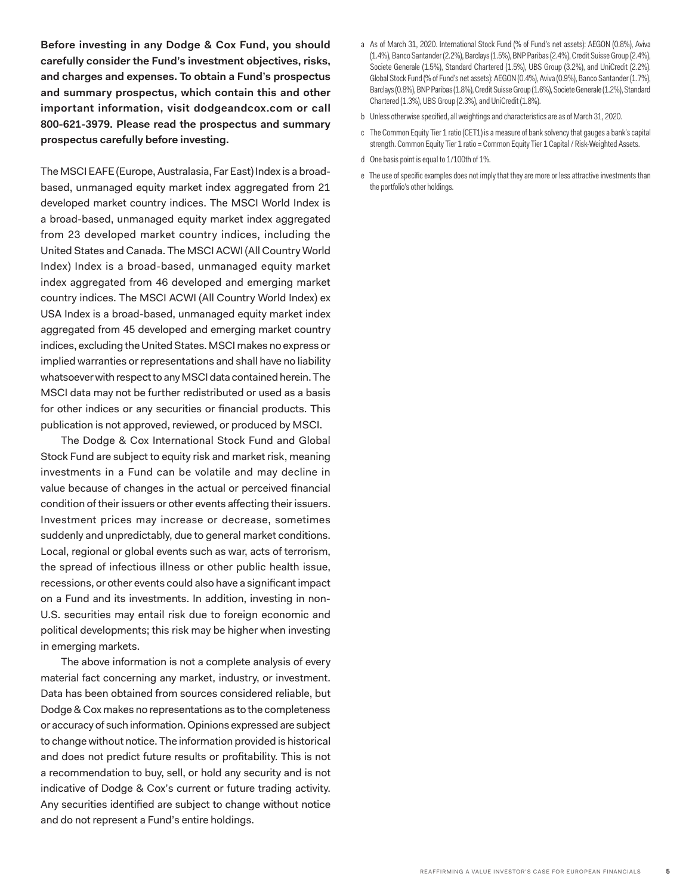**Before investing in any Dodge & Cox Fund, you should carefully consider the Fund's investment objectives, risks, and charges and expenses. To obtain a Fund's prospectus and summary prospectus, which contain this and other important information, visit dodgeandcox.com or call 800-621-3979. Please read the prospectus and summary prospectus carefully before investing.**

The MSCI EAFE (Europe, Australasia, Far East) Index is a broad-based, unmanaged equity market index aggregated from 21 developed market country indices. The MSCI World Index is a broad-based, unmanaged equity market index aggregated from 23 developed market country indices, including the United States and Canada. The MSCI ACWI (All Country World Index) Index is a broad-based, unmanaged equity market index aggregated from 46 developed and emerging market country indices. The MSCI ACWI (All Country World Index) ex USA Index is a broad-based, unmanaged equity market index aggregated from 45 developed and emerging market country indices, excluding the United States. MSCI makes no express or implied warranties or representations and shall have no liability whatsoever with respect to any MSCI data contained herein. The MSCI data may not be further redistributed or used as a basis for other indices or any securities or financial products. This publication is not approved, reviewed, or produced by MSCI.

The Dodge & Cox International Stock Fund and Global Stock Fund are subject to equity risk and market risk, meaning investments in a Fund can be volatile and may decline in value because of changes in the actual or perceived financial condition of their issuers or other events affecting their issuers. Investment prices may increase or decrease, sometimes suddenly and unpredictably, due to general market conditions. Local, regional or global events such as war, acts of terrorism, the spread of infectious illness or other public health issue, recessions, or other events could also have a significant impact on a Fund and its investments. In addition, investing in non-U.S. securities may entail risk due to foreign economic and political developments; this risk may be higher when investing in emerging markets.

The above information is not a complete analysis of every material fact concerning any market, industry, or investment. Data has been obtained from sources considered reliable, but Dodge & Cox makes no representations as to the completeness or accuracy of such information. Opinions expressed are subject to change without notice. The information provided is historical and does not predict future results or profitability. This is not a recommendation to buy, sell, or hold any security and is not indicative of Dodge & Cox's current or future trading activity. Any securities identified are subject to change without notice and do not represent a Fund's entire holdings.

a As of March 31, 2020. International Stock Fund (% of Fund's net assets): AEGON (0.8%), Aviva (1.4%), Banco Santander (2.2%), Barclays (1.5%), BNP Paribas (2.4%), Credit Suisse Group (2.4%), Societe Generale (1.5%), Standard Chartered (1.5%), UBS Group (3.2%), and UniCredit (2.2%). Global Stock Fund (% of Fund's net assets): AEGON (0.4%), Aviva (0.9%), Banco Santander (1.7%), Barclays (0.8%), BNP Paribas (1.8%), Credit Suisse Group (1.6%), Societe Generale (1.2%), Standard Chartered (1.3%), UBS Group (2.3%), and UniCredit (1.8%).

b Unless otherwise specified, all weightings and characteristics are as of March 31, 2020.

c The Common Equity Tier 1 ratio (CET1) is a measure of bank solvency that gauges a bank's capital strength. Common Equity Tier 1 ratio = Common Equity Tier 1 Capital / Risk-Weighted Assets.

d One basis point is equal to 1/100th of 1%.

e The use of specific examples does not imply that they are more or less attractive investments than the portfolio's other holdings.